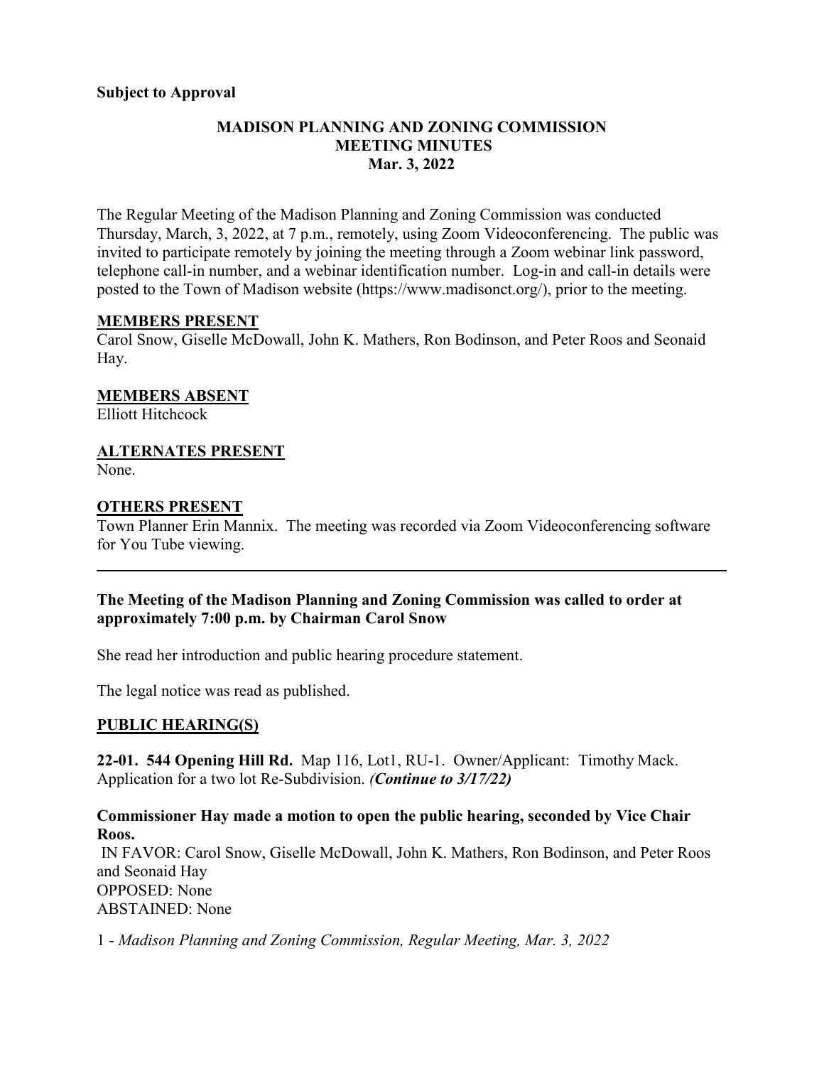**Subject to Approval**

# MADISON PLANNING AND ZONING COMMISSION
## MEETING MINUTES
### Mar. 3, 2022

The Regular Meeting of the Madison Planning and Zoning Commission was conducted Thursday, March, 3, 2022, at 7 p.m., remotely, using Zoom Videoconferencing. The public was invited to participate remotely by joining the meeting through a Zoom webinar link password, telephone call-in number, and a webinar identification number. Log-in and call-in details were posted to the Town of Madison website (https://www.madisonct.org/), prior to the meeting.

**MEMBERS PRESENT**

Carol Snow, Giselle McDowall, John K. Mathers, Ron Bodinson, and Peter Roos and Seonaid Hay.

**MEMBERS ABSENT**

Elliott Hitchcock

**ALTERNATES PRESENT**

None.

**OTHERS PRESENT**

Town Planner Erin Mannix. The meeting was recorded via Zoom Videoconferencing software for You Tube viewing.

---

**The Meeting of the Madison Planning and Zoning Commission was called to order at approximately 7:00 p.m. by Chairman Carol Snow**

She read her introduction and public hearing procedure statement.

The legal notice was read as published.

**PUBLIC HEARING(S)**

**22-01. 544 Opening Hill Rd.** Map 116, Lot1, RU-1. Owner/Applicant: Timothy Mack. Application for a two lot Re-Subdivision. ***(Continue to 3/17/22)***

**Commissioner Hay made a motion to open the public hearing, seconded by Vice Chair Roos.**

IN FAVOR: Carol Snow, Giselle McDowall, John K. Mathers, Ron Bodinson, and Peter Roos and Seonaid Hay
OPPOSED: None
ABSTAINED: None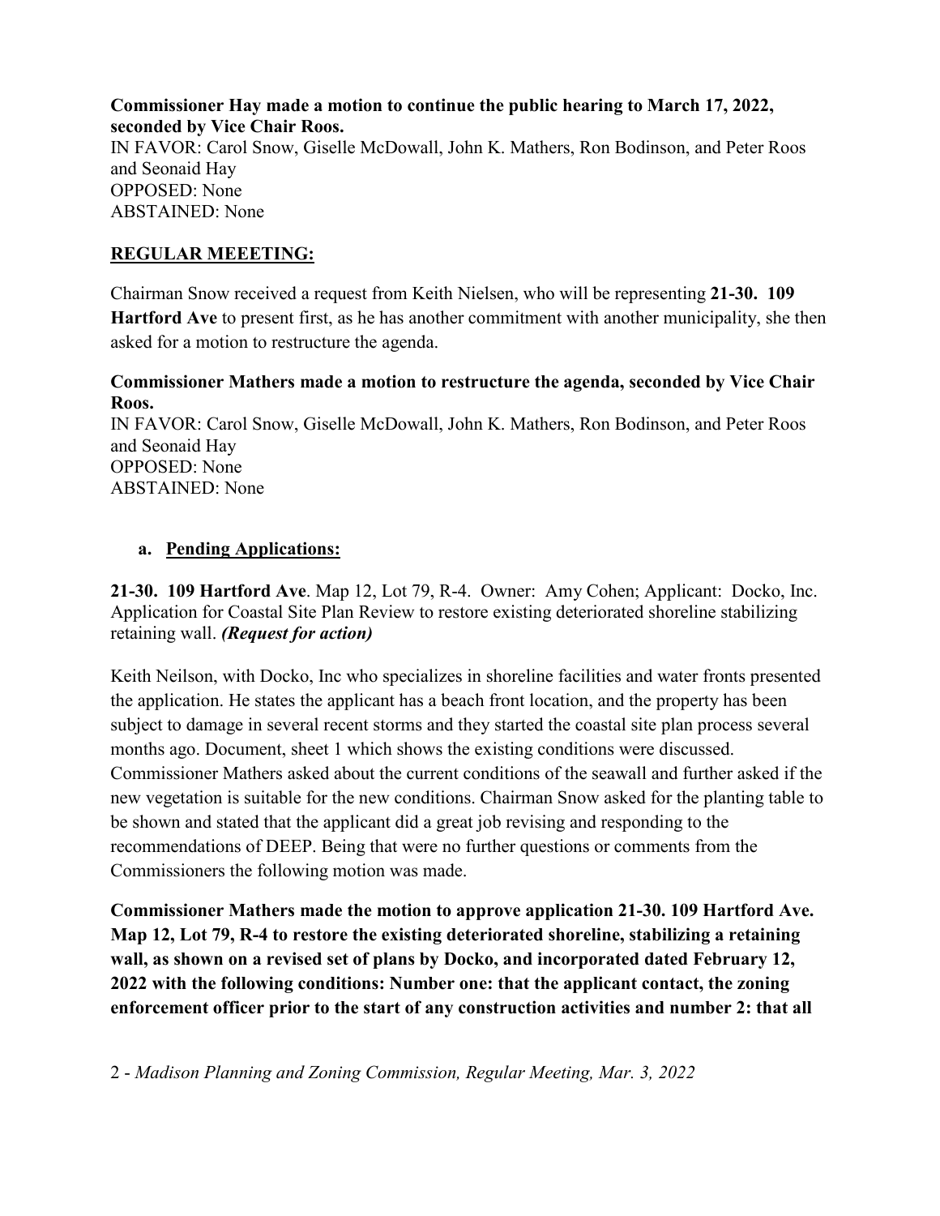**Commissioner Hay made a motion to continue the public hearing to March 17, 2022, seconded by Vice Chair Roos.**
IN FAVOR: Carol Snow, Giselle McDowall, John K. Mathers, Ron Bodinson, and Peter Roos and Seonaid Hay
OPPOSED: None
ABSTAINED: None

**REGULAR MEEETING:**

Chairman Snow received a request from Keith Nielsen, who will be representing **21-30. 109 Hartford Ave** to present first, as he has another commitment with another municipality, she then asked for a motion to restructure the agenda.

**Commissioner Mathers made a motion to restructure the agenda, seconded by Vice Chair Roos.**
IN FAVOR: Carol Snow, Giselle McDowall, John K. Mathers, Ron Bodinson, and Peter Roos and Seonaid Hay
OPPOSED: None
ABSTAINED: None

**a. Pending Applications:**

**21-30. 109 Hartford Ave**. Map 12, Lot 79, R-4. Owner: Amy Cohen; Applicant: Docko, Inc. Application for Coastal Site Plan Review to restore existing deteriorated shoreline stabilizing retaining wall. ***(Request for action)***

Keith Neilson, with Docko, Inc who specializes in shoreline facilities and water fronts presented the application. He states the applicant has a beach front location, and the property has been subject to damage in several recent storms and they started the coastal site plan process several months ago. Document, sheet 1 which shows the existing conditions were discussed. Commissioner Mathers asked about the current conditions of the seawall and further asked if the new vegetation is suitable for the new conditions. Chairman Snow asked for the planting table to be shown and stated that the applicant did a great job revising and responding to the recommendations of DEEP. Being that were no further questions or comments from the Commissioners the following motion was made.

**Commissioner Mathers made the motion to approve application 21-30. 109 Hartford Ave. Map 12, Lot 79, R-4 to restore the existing deteriorated shoreline, stabilizing a retaining wall, as shown on a revised set of plans by Docko, and incorporated dated February 12, 2022 with the following conditions: Number one: that the applicant contact, the zoning enforcement officer prior to the start of any construction activities and number 2: that all**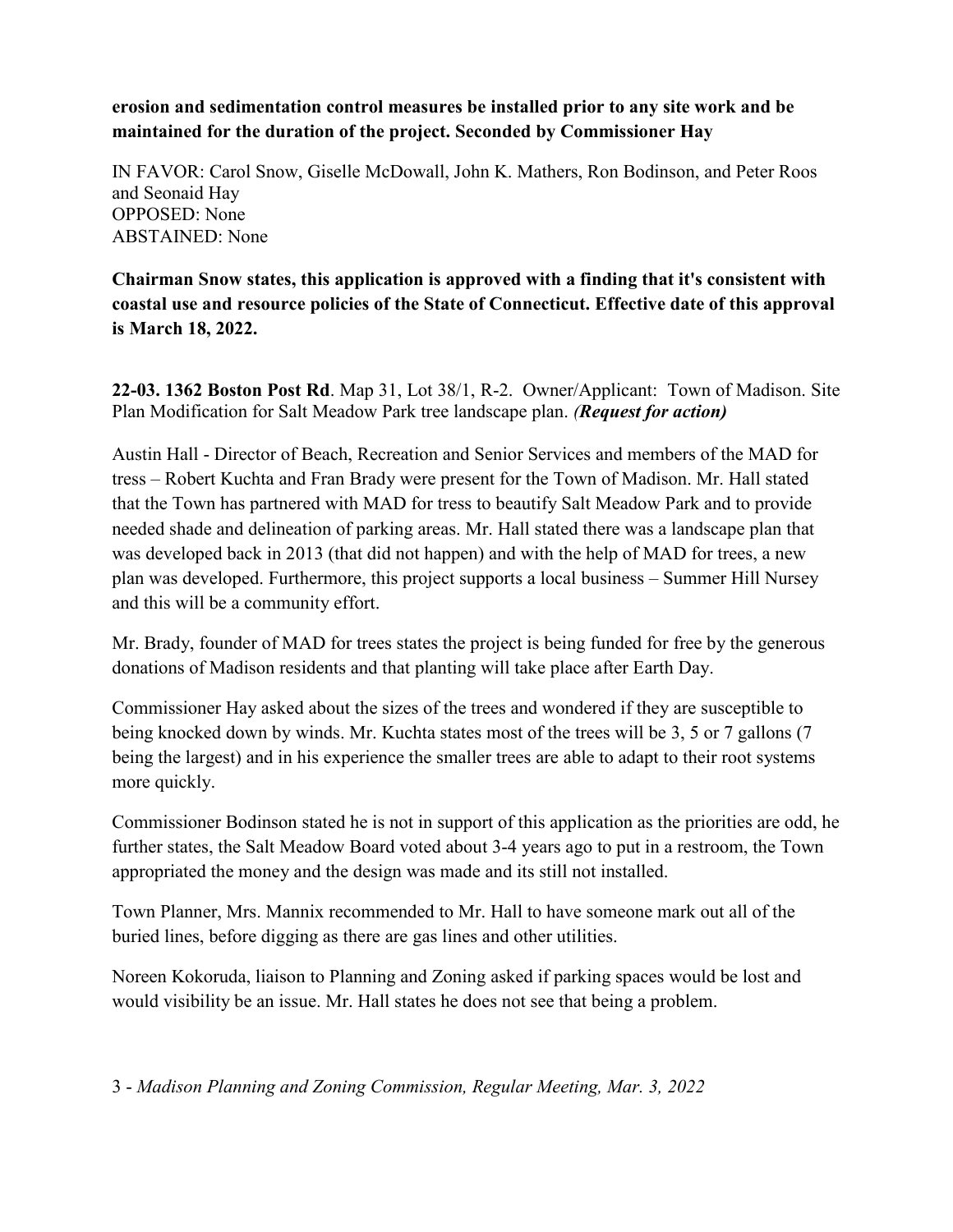**erosion and sedimentation control measures be installed prior to any site work and be maintained for the duration of the project. Seconded by Commissioner Hay**

IN FAVOR: Carol Snow, Giselle McDowall, John K. Mathers, Ron Bodinson, and Peter Roos and Seonaid Hay
OPPOSED: None
ABSTAINED: None

**Chairman Snow states, this application is approved with a finding that it's consistent with coastal use and resource policies of the State of Connecticut. Effective date of this approval is March 18, 2022.**

**22-03. 1362 Boston Post Rd**. Map 31, Lot 38/1, R-2. Owner/Applicant: Town of Madison. Site Plan Modification for Salt Meadow Park tree landscape plan. ***(Request for action)***

Austin Hall - Director of Beach, Recreation and Senior Services and members of the MAD for tress – Robert Kuchta and Fran Brady were present for the Town of Madison. Mr. Hall stated that the Town has partnered with MAD for tress to beautify Salt Meadow Park and to provide needed shade and delineation of parking areas. Mr. Hall stated there was a landscape plan that was developed back in 2013 (that did not happen) and with the help of MAD for trees, a new plan was developed. Furthermore, this project supports a local business – Summer Hill Nursey and this will be a community effort.

Mr. Brady, founder of MAD for trees states the project is being funded for free by the generous donations of Madison residents and that planting will take place after Earth Day.

Commissioner Hay asked about the sizes of the trees and wondered if they are susceptible to being knocked down by winds. Mr. Kuchta states most of the trees will be 3, 5 or 7 gallons (7 being the largest) and in his experience the smaller trees are able to adapt to their root systems more quickly.

Commissioner Bodinson stated he is not in support of this application as the priorities are odd, he further states, the Salt Meadow Board voted about 3-4 years ago to put in a restroom, the Town appropriated the money and the design was made and its still not installed.

Town Planner, Mrs. Mannix recommended to Mr. Hall to have someone mark out all of the buried lines, before digging as there are gas lines and other utilities.

Noreen Kokoruda, liaison to Planning and Zoning asked if parking spaces would be lost and would visibility be an issue. Mr. Hall states he does not see that being a problem.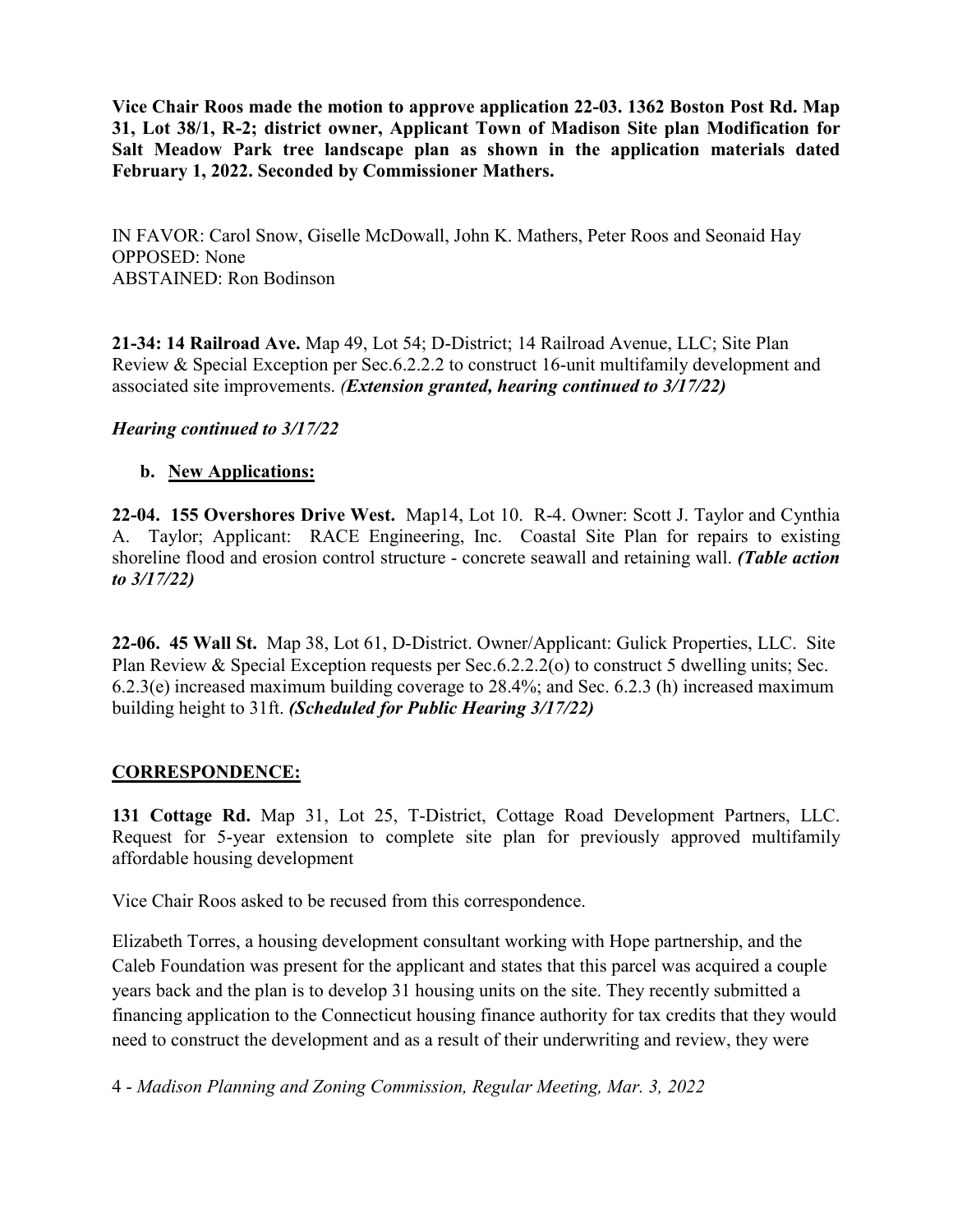**Vice Chair Roos made the motion to approve application 22-03. 1362 Boston Post Rd. Map 31, Lot 38/1, R-2; district owner, Applicant Town of Madison Site plan Modification for Salt Meadow Park tree landscape plan as shown in the application materials dated February 1, 2022. Seconded by Commissioner Mathers.**

IN FAVOR: Carol Snow, Giselle McDowall, John K. Mathers, Peter Roos and Seonaid Hay
OPPOSED: None
ABSTAINED: Ron Bodinson

**21-34: 14 Railroad Ave.** Map 49, Lot 54; D-District; 14 Railroad Avenue, LLC; Site Plan Review & Special Exception per Sec.6.2.2.2 to construct 16-unit multifamily development and associated site improvements. ***(Extension granted, hearing continued to 3/17/22)***

***Hearing continued to 3/17/22***

**b. New Applications:**

**22-04. 155 Overshores Drive West.** Map14, Lot 10. R-4. Owner: Scott J. Taylor and Cynthia A. Taylor; Applicant: RACE Engineering, Inc. Coastal Site Plan for repairs to existing shoreline flood and erosion control structure - concrete seawall and retaining wall. ***(Table action to 3/17/22)***

**22-06. 45 Wall St.** Map 38, Lot 61, D-District. Owner/Applicant: Gulick Properties, LLC. Site Plan Review & Special Exception requests per Sec.6.2.2.2(o) to construct 5 dwelling units; Sec. 6.2.3(e) increased maximum building coverage to 28.4%; and Sec. 6.2.3 (h) increased maximum building height to 31ft. ***(Scheduled for Public Hearing 3/17/22)***

**CORRESPONDENCE:**

**131 Cottage Rd.** Map 31, Lot 25, T-District, Cottage Road Development Partners, LLC. Request for 5-year extension to complete site plan for previously approved multifamily affordable housing development

Vice Chair Roos asked to be recused from this correspondence.

Elizabeth Torres, a housing development consultant working with Hope partnership, and the Caleb Foundation was present for the applicant and states that this parcel was acquired a couple years back and the plan is to develop 31 housing units on the site. They recently submitted a financing application to the Connecticut housing finance authority for tax credits that they would need to construct the development and as a result of their underwriting and review, they were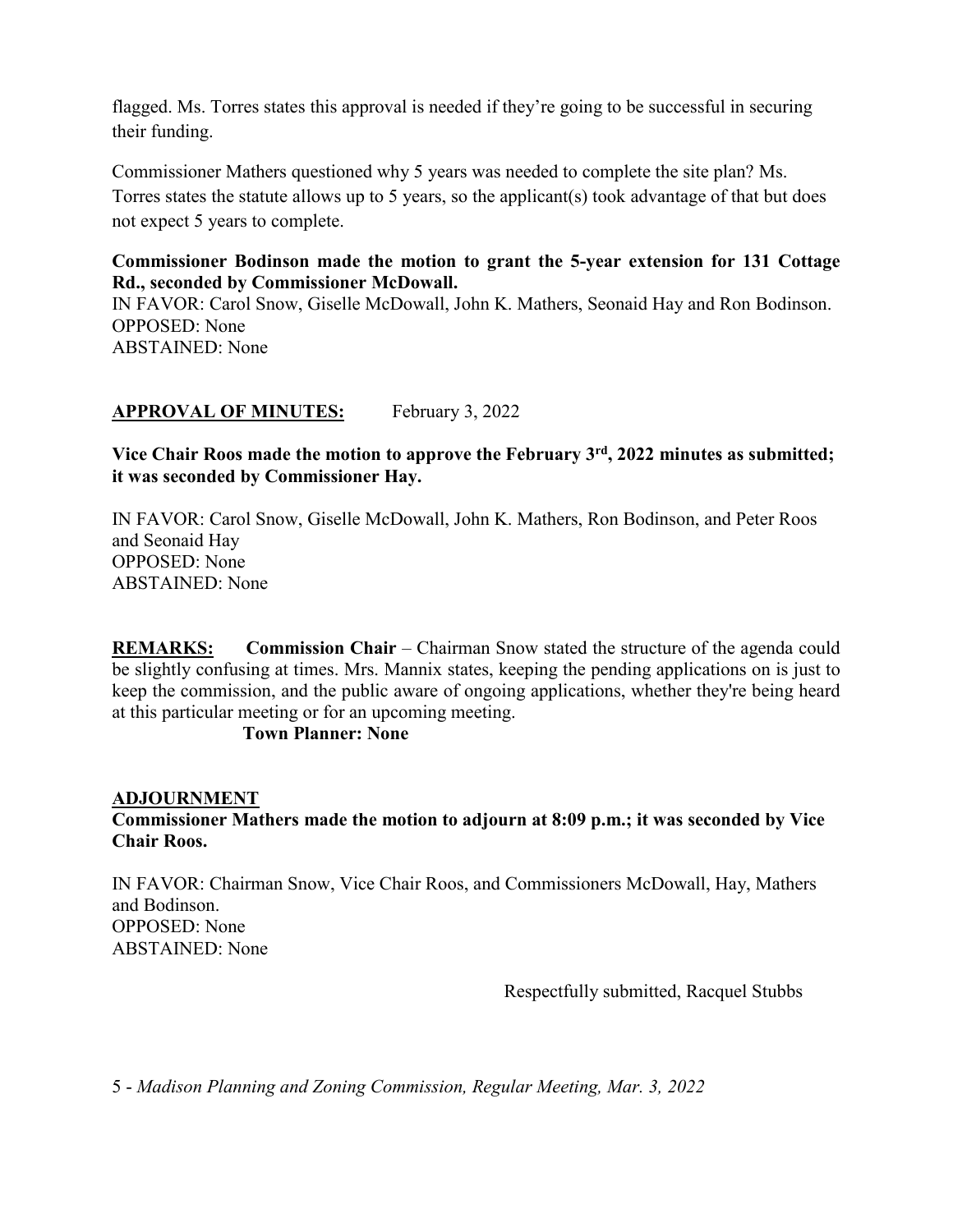flagged. Ms. Torres states this approval is needed if they're going to be successful in securing their funding.

Commissioner Mathers questioned why 5 years was needed to complete the site plan? Ms. Torres states the statute allows up to 5 years, so the applicant(s) took advantage of that but does not expect 5 years to complete.

**Commissioner Bodinson made the motion to grant the 5-year extension for 131 Cottage Rd., seconded by Commissioner McDowall.**
IN FAVOR: Carol Snow, Giselle McDowall, John K. Mathers, Seonaid Hay and Ron Bodinson.
OPPOSED: None
ABSTAINED: None

**APPROVAL OF MINUTES:** February 3, 2022

**Vice Chair Roos made the motion to approve the February 3rd, 2022 minutes as submitted; it was seconded by Commissioner Hay.**

IN FAVOR: Carol Snow, Giselle McDowall, John K. Mathers, Ron Bodinson, and Peter Roos and Seonaid Hay
OPPOSED: None
ABSTAINED: None

**REMARKS:** **Commission Chair** – Chairman Snow stated the structure of the agenda could be slightly confusing at times. Mrs. Mannix states, keeping the pending applications on is just to keep the commission, and the public aware of ongoing applications, whether they're being heard at this particular meeting or for an upcoming meeting.
**Town Planner: None**

**ADJOURNMENT**
**Commissioner Mathers made the motion to adjourn at 8:09 p.m.; it was seconded by Vice Chair Roos.**

IN FAVOR: Chairman Snow, Vice Chair Roos, and Commissioners McDowall, Hay, Mathers and Bodinson.
OPPOSED: None
ABSTAINED: None

Respectfully submitted, Racquel Stubbs